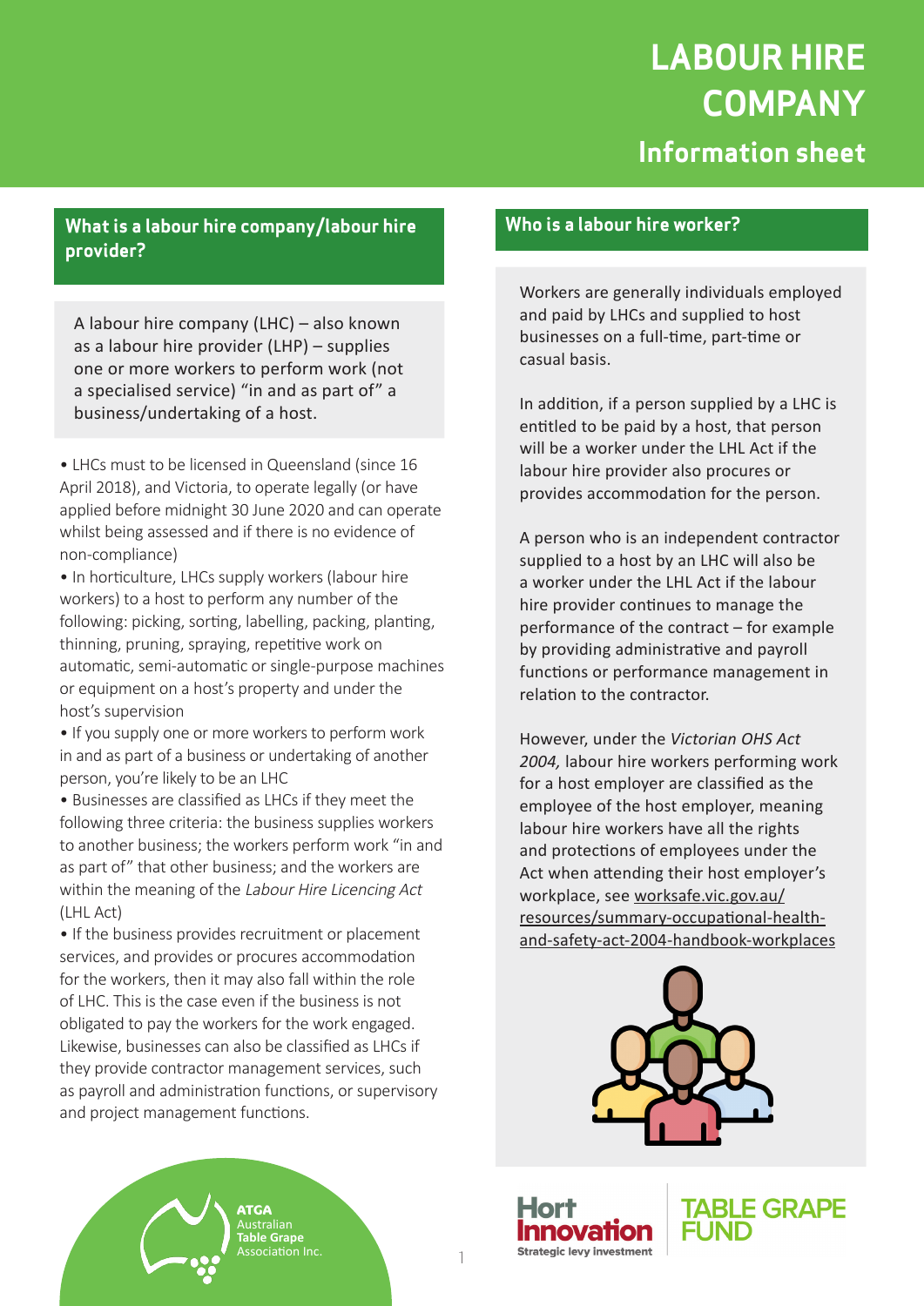# LABOUR HIRE COMPANY

## Information sheet

### What is a labour hire company/labour hire provider?

A labour hire company (LHC) – also known as a labour hire provider (LHP) – supplies one or more workers to perform work (not a specialised service) "in and as part of" a business/undertaking of a host.

- LHCs must to be licensed in Queensland (since 16 April 2018), and Victoria, to operate legally (or have applied before midnight 30 June 2020 and can operate whilst being assessed and if there is no evidence of non-compliance)
- In horticulture, LHCs supply workers (labour hire workers) to a host to perform any number of the following: picking, sorting, labelling, packing, planting, thinning, pruning, spraying, repetitive work on automatic, semi-automatic or single-purpose machines or equipment on a host's property and under the host's supervision
- If you supply one or more workers to perform work in and as part of a business or undertaking of another person, you're likely to be an LHC
- Businesses are classified as LHCs if they meet the following three criteria: the business supplies workers to another business; the workers perform work "in and as part of" that other business; and the workers are within the meaning of the *Labour Hire Licencing Act* (LHL Act)
- If the business provides recruitment or placement services, and provides or procures accommodation for the workers, then it may also fall within the role of LHC. This is the case even if the business is not obligated to pay the workers for the work engaged. Likewise, businesses can also be classified as LHCs if they provide contractor management services, such as payroll and administration functions, or supervisory and project management functions.

### Who is a labour hire worker?

Workers are generally individuals employed and paid by LHCs and supplied to host businesses on a full-time, part-time or casual basis.

In addition, if a person supplied by a LHC is entitled to be paid by a host, that person will be a worker under the LHL Act if the labour hire provider also procures or provides accommodation for the person.

A person who is an independent contractor supplied to a host by an LHC will also be a worker under the LHL Act if the labour hire provider continues to manage the performance of the contract – for example by providing administrative and payroll functions or performance management in relation to the contractor.

However, under the *Victorian OHS Act 2004,* labour hire workers performing work for a host employer are classified as the employee of the host employer, meaning labour hire workers have all the rights and protections of employees under the Act when attending their host employer's workplace, see worksafe.vic.gov.au/resources/summary-occupational-health-and-safety-act-2004-handbook-workplaces

ATGA Australian Table Grape Association Inc.

Hort Innovation Strategic levy investment

TABLE GRAPE FUND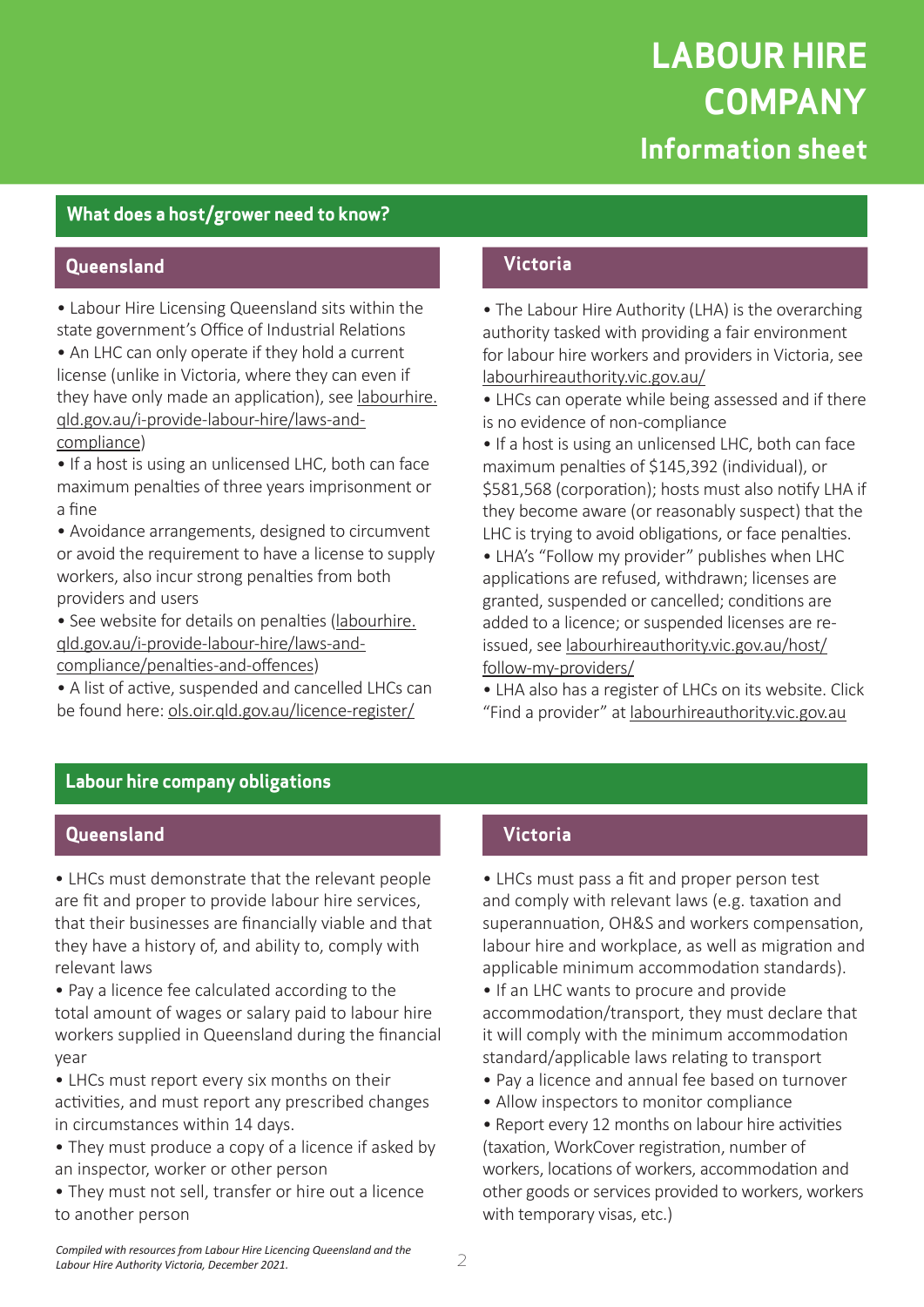# LABOUR HIRE COMPANY

## Information sheet

## What does a host/grower need to know?

### Queensland

- Labour Hire Licensing Queensland sits within the state government's Office of Industrial Relations
- An LHC can only operate if they hold a current license (unlike in Victoria, where they can even if they have only made an application), see labourhire.qld.gov.au/i-provide-labour-hire/laws-and-compliance
- If a host is using an unlicensed LHC, both can face maximum penalties of three years imprisonment or a fine
- Avoidance arrangements, designed to circumvent or avoid the requirement to have a license to supply workers, also incur strong penalties from both providers and users
- See website for details on penalties (labourhire.qld.gov.au/i-provide-labour-hire/laws-and-compliance/penalties-and-offences)
- A list of active, suspended and cancelled LHCs can be found here: ols.oir.qld.gov.au/licence-register/

### Victoria

- The Labour Hire Authority (LHA) is the overarching authority tasked with providing a fair environment for labour hire workers and providers in Victoria, see labourhireauthority.vic.gov.au/
- LHCs can operate while being assessed and if there is no evidence of non-compliance
- If a host is using an unlicensed LHC, both can face maximum penalties of $145,392 (individual), or $581,568 (corporation); hosts must also notify LHA if they become aware (or reasonably suspect) that the LHC is trying to avoid obligations, or face penalties.
- LHA's "Follow my provider" publishes when LHC applications are refused, withdrawn; licenses are granted, suspended or cancelled; conditions are added to a licence; or suspended licenses are re-issued, see labourhireauthority.vic.gov.au/host/follow-my-providers/
- LHA also has a register of LHCs on its website. Click "Find a provider" at labourhireauthority.vic.gov.au

## Labour hire company obligations

### Queensland

- LHCs must demonstrate that the relevant people are fit and proper to provide labour hire services, that their businesses are financially viable and that they have a history of, and ability to, comply with relevant laws
- Pay a licence fee calculated according to the total amount of wages or salary paid to labour hire workers supplied in Queensland during the financial year
- LHCs must report every six months on their activities, and must report any prescribed changes in circumstances within 14 days.
- They must produce a copy of a licence if asked by an inspector, worker or other person
- They must not sell, transfer or hire out a licence to another person

### Victoria

- LHCs must pass a fit and proper person test and comply with relevant laws (e.g. taxation and superannuation, OH&S and workers compensation, labour hire and workplace, as well as migration and applicable minimum accommodation standards).
- If an LHC wants to procure and provide accommodation/transport, they must declare that it will comply with the minimum accommodation standard/applicable laws relating to transport
- Pay a licence and annual fee based on turnover
- Allow inspectors to monitor compliance
- Report every 12 months on labour hire activities (taxation, WorkCover registration, number of workers, locations of workers, accommodation and other goods or services provided to workers, workers with temporary visas, etc.)

*Compiled with resources from Labour Hire Licencing Queensland and the Labour Hire Authority Victoria, December 2021.*